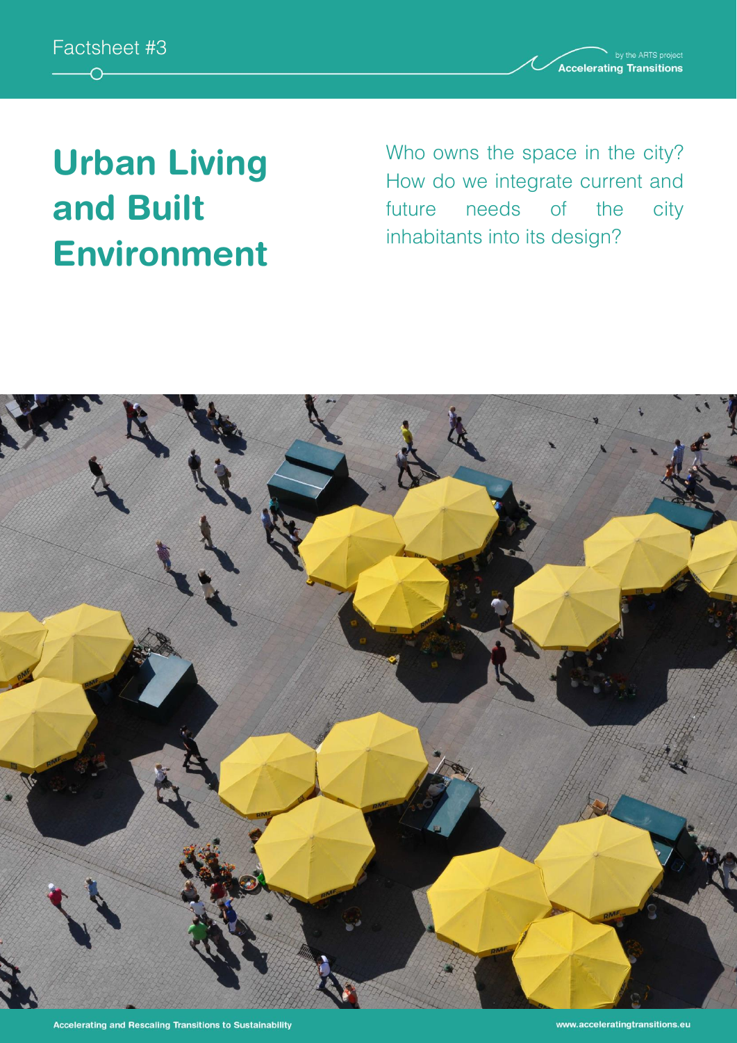Factsheet #3

by the ARTS project
Accelerating Transitions

# Urban Living and Built Environment

Who owns the space in the city? How do we integrate current and future needs of the city inhabitants into its design?

Accelerating and Rescaling Transitions to Sustainability

www.acceleratingtransitions.eu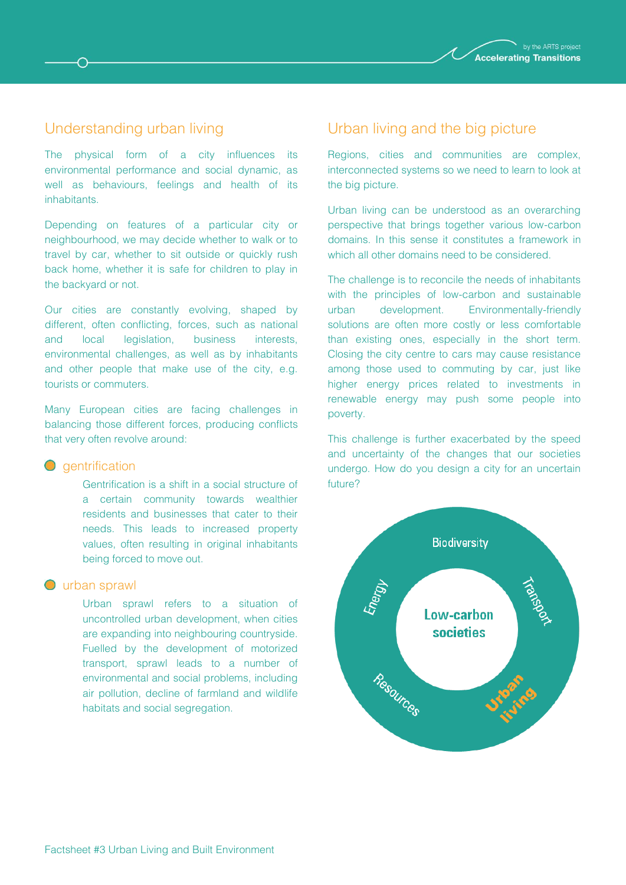## Understanding urban living

The physical form of a city influences its environmental performance and social dynamic, as well as behaviours, feelings and health of its inhabitants.

Depending on features of a particular city or neighbourhood, we may decide whether to walk or to travel by car, whether to sit outside or quickly rush back home, whether it is safe for children to play in the backyard or not.

Our cities are constantly evolving, shaped by different, often conflicting, forces, such as national and local legislation, business interests, environmental challenges, as well as by inhabitants and other people that make use of the city, e.g. tourists or commuters.

Many European cities are facing challenges in balancing those different forces, producing conflicts that very often revolve around:

### gentrification

Gentrification is a shift in a social structure of a certain community towards wealthier residents and businesses that cater to their needs. This leads to increased property values, often resulting in original inhabitants being forced to move out.

### urban sprawl

Urban sprawl refers to a situation of uncontrolled urban development, when cities are expanding into neighbouring countryside. Fuelled by the development of motorized transport, sprawl leads to a number of environmental and social problems, including air pollution, decline of farmland and wildlife habitats and social segregation.

## Urban living and the big picture

Regions, cities and communities are complex, interconnected systems so we need to learn to look at the big picture.

Urban living can be understood as an overarching perspective that brings together various low-carbon domains. In this sense it constitutes a framework in which all other domains need to be considered.

The challenge is to reconcile the needs of inhabitants with the principles of low-carbon and sustainable urban development. Environmentally-friendly solutions are often more costly or less comfortable than existing ones, especially in the short term. Closing the city centre to cars may cause resistance among those used to commuting by car, just like higher energy prices related to investments in renewable energy may push some people into poverty.

This challenge is further exacerbated by the speed and uncertainty of the changes that our societies undergo. How do you design a city for an uncertain future?

Biodiversity

Energy

Transport

Low-carbon societies

Resources

Urban living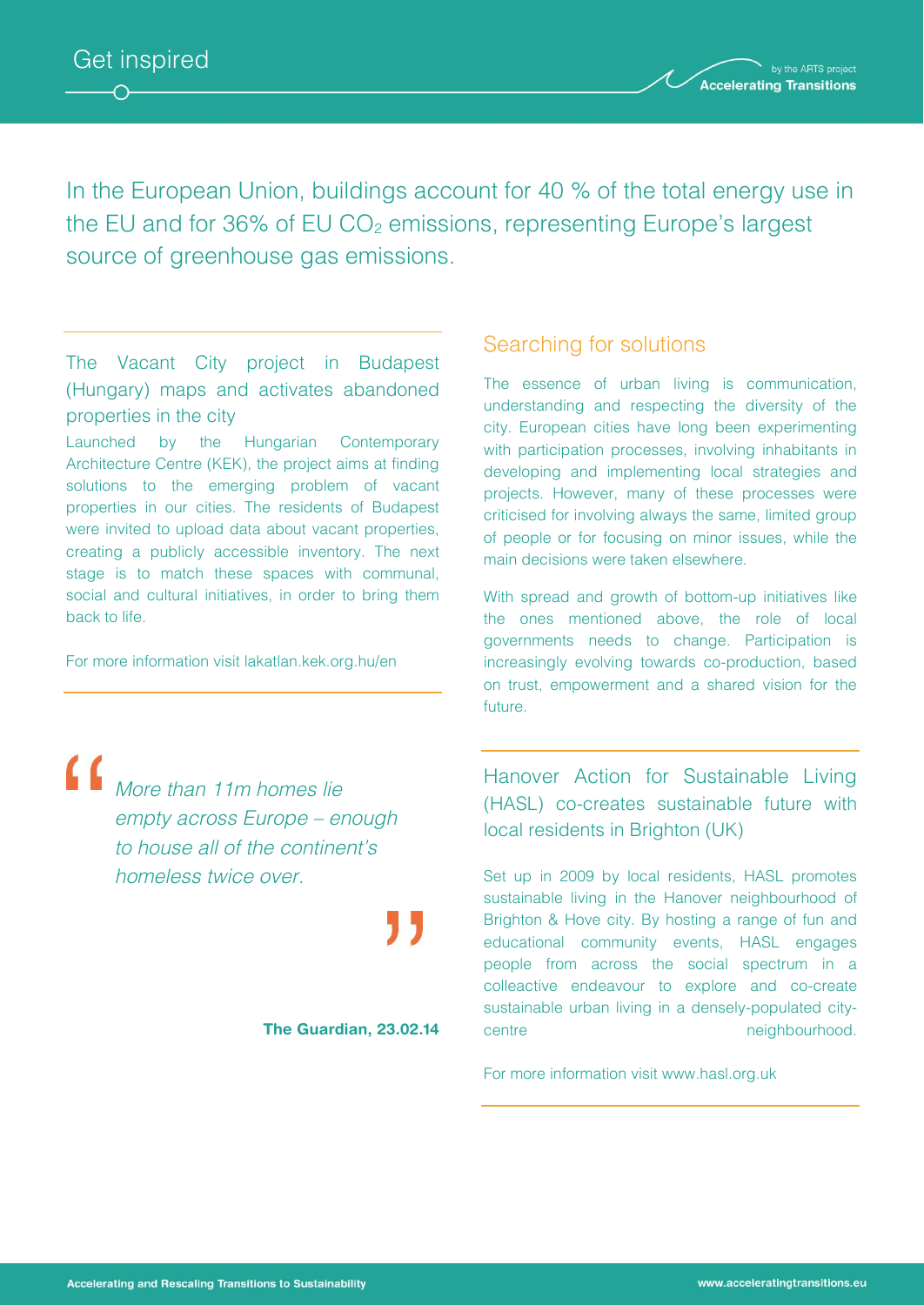In the European Union, buildings account for 40 % of the total energy use in the EU and for 36% of EU $CO_2$ emissions, representing Europe's largest source of greenhouse gas emissions.

### The Vacant City project in Budapest (Hungary) maps and activates abandoned properties in the city

Launched by the Hungarian Contemporary Architecture Centre (KEK), the project aims at finding solutions to the emerging problem of vacant properties in our cities. The residents of Budapest were invited to upload data about vacant properties, creating a publicly accessible inventory. The next stage is to match these spaces with communal, social and cultural initiatives, in order to bring them back to life.

For more information visit lakatlan.kek.org.hu/en

> *More than 11m homes lie empty across Europe – enough to house all of the continent's homeless twice over.*
>
> **The Guardian, 23.02.14**

## Searching for solutions

The essence of urban living is communication, understanding and respecting the diversity of the city. European cities have long been experimenting with participation processes, involving inhabitants in developing and implementing local strategies and projects. However, many of these processes were criticised for involving always the same, limited group of people or for focusing on minor issues, while the main decisions were taken elsewhere.

With spread and growth of bottom-up initiatives like the ones mentioned above, the role of local governments needs to change. Participation is increasingly evolving towards co-production, based on trust, empowerment and a shared vision for the future.

### Hanover Action for Sustainable Living (HASL) co-creates sustainable future with local residents in Brighton (UK)

Set up in 2009 by local residents, HASL promotes sustainable living in the Hanover neighbourhood of Brighton & Hove city. By hosting a range of fun and educational community events, HASL engages people from across the social spectrum in a colleactive endeavour to explore and co-create sustainable urban living in a densely-populated city-centre neighbourhood.

For more information visit www.hasl.org.uk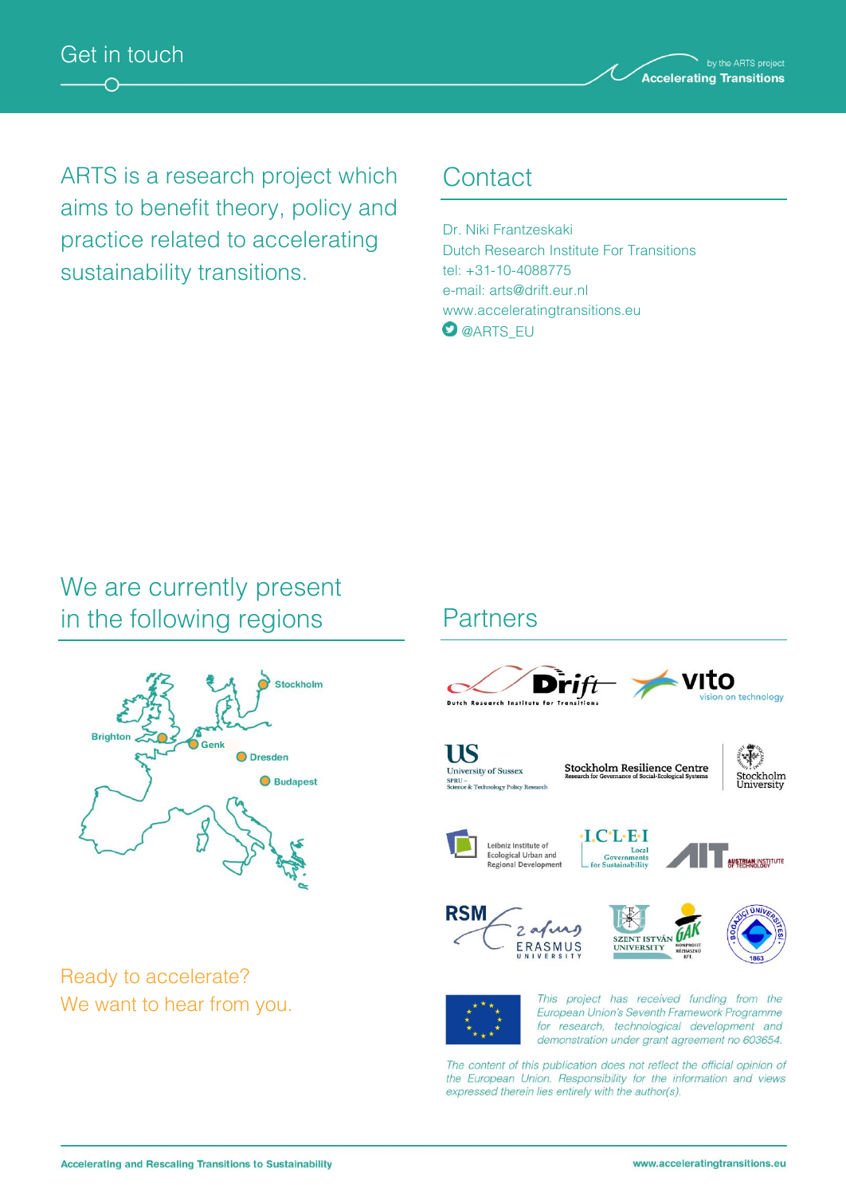# Get in touch

ARTS is a research project which aims to benefit theory, policy and practice related to accelerating sustainability transitions.

## Contact

Dr. Niki Frantzeskaki
Dutch Research Institute For Transitions
tel: +31-10-4088775
e-mail: arts@drift.eur.nl
www.acceleratingtransitions.eu
@ARTS_EU

## We are currently present in the following regions

Stockholm
Brighton
Genk
Dresden
Budapest

Ready to accelerate?
We want to hear from you.

## Partners

*This project has received funding from the European Union's Seventh Framework Programme for research, technological development and demonstration under grant agreement no 603654.*

*The content of this publication does not reflect the official opinion of the European Union. Responsibility for the information and views expressed therein lies entirely with the author(s).*